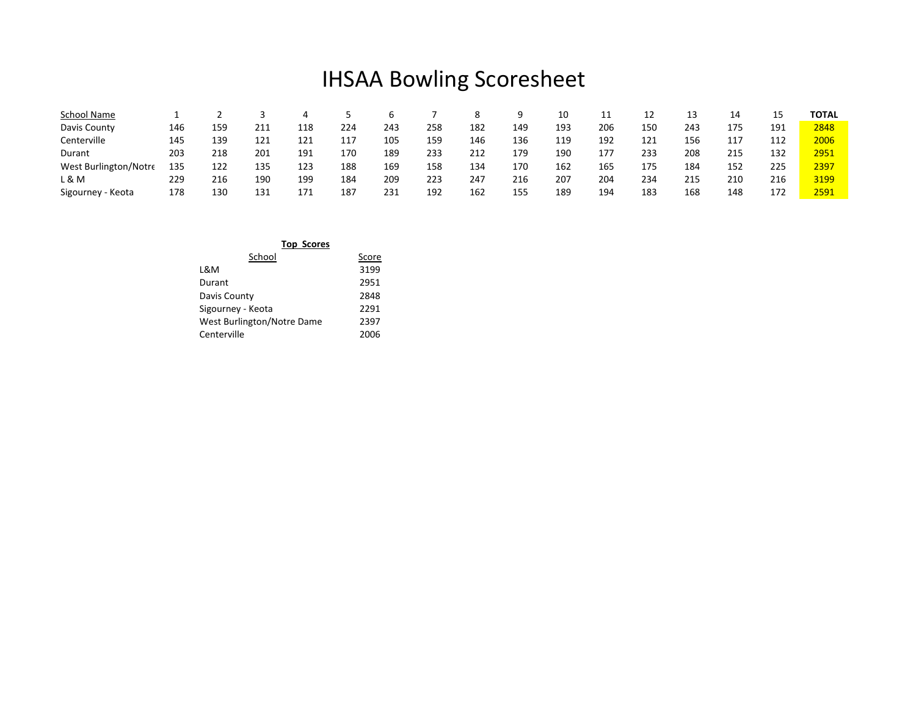# IHSAA Bowling Scoresheet

| School Name | 1 | 2 | 3 | 4 | 5 | 6 | 7 | 8 | 9 | 10 | 11 | 12 | 13 | 14 | 15 | TOTAL |
|---|---|---|---|---|---|---|---|---|---|---|---|---|---|---|---|---|
| Davis County | 146 | 159 | 211 | 118 | 224 | 243 | 258 | 182 | 149 | 193 | 206 | 150 | 243 | 175 | 191 | 2848 |
| Centerville | 145 | 139 | 121 | 121 | 117 | 105 | 159 | 146 | 136 | 119 | 192 | 121 | 156 | 117 | 112 | 2006 |
| Durant | 203 | 218 | 201 | 191 | 170 | 189 | 233 | 212 | 179 | 190 | 177 | 233 | 208 | 215 | 132 | 2951 |
| West Burlington/Notre | 135 | 122 | 135 | 123 | 188 | 169 | 158 | 134 | 170 | 162 | 165 | 175 | 184 | 152 | 225 | 2397 |
| L & M | 229 | 216 | 190 | 199 | 184 | 209 | 223 | 247 | 216 | 207 | 204 | 234 | 215 | 210 | 216 | 3199 |
| Sigourney - Keota | 178 | 130 | 131 | 171 | 187 | 231 | 192 | 162 | 155 | 189 | 194 | 183 | 168 | 148 | 172 | 2591 |

**Top Scores**

| School | Score |
|---|---|
| L&M | 3199 |
| Durant | 2951 |
| Davis County | 2848 |
| Sigourney - Keota | 2291 |
| West Burlington/Notre Dame | 2397 |
| Centerville | 2006 |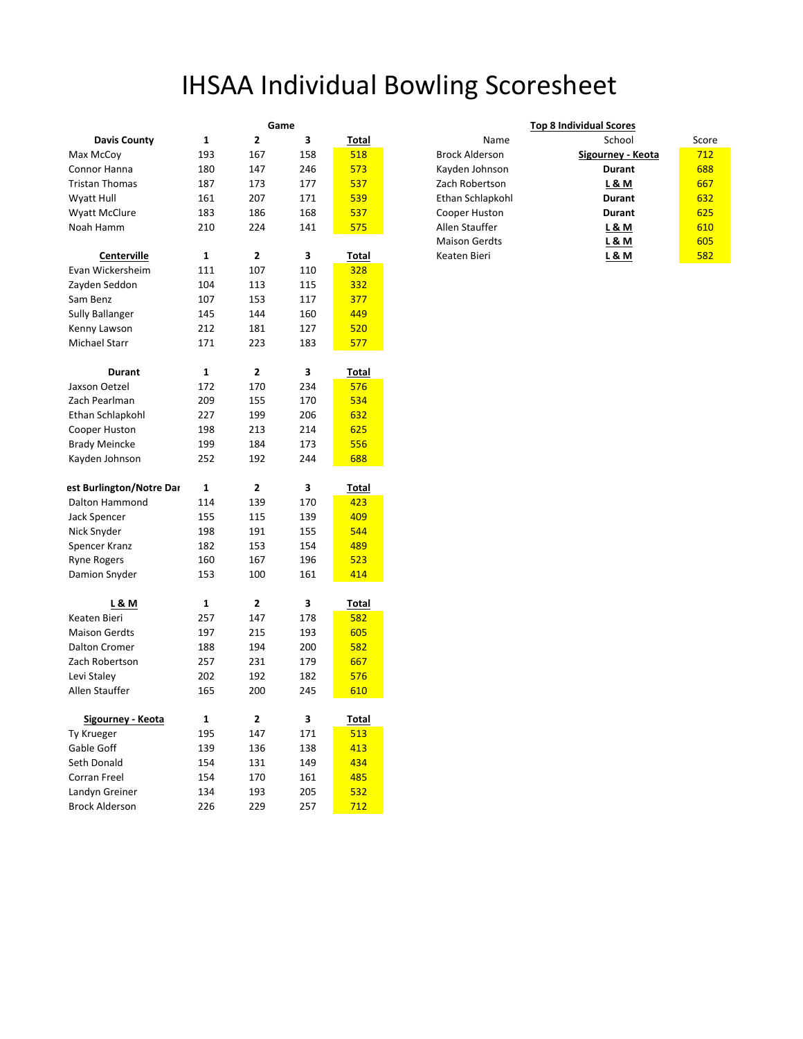# IHSAA Individual Bowling Scoresheet

| Davis County | Game 1 | 2 | 3 | Total |
|---|---|---|---|---|
| Max McCoy | 193 | 167 | 158 | 518 |
| Connor Hanna | 180 | 147 | 246 | 573 |
| Tristan Thomas | 187 | 173 | 177 | 537 |
| Wyatt Hull | 161 | 207 | 171 | 539 |
| Wyatt McClure | 183 | 186 | 168 | 537 |
| Noah Hamm | 210 | 224 | 141 | 575 |

| Centerville | 1 | 2 | 3 | Total |
|---|---|---|---|---|
| Evan Wickersheim | 111 | 107 | 110 | 328 |
| Zayden Seddon | 104 | 113 | 115 | 332 |
| Sam Benz | 107 | 153 | 117 | 377 |
| Sully Ballanger | 145 | 144 | 160 | 449 |
| Kenny Lawson | 212 | 181 | 127 | 520 |
| Michael Starr | 171 | 223 | 183 | 577 |

| Durant | 1 | 2 | 3 | Total |
|---|---|---|---|---|
| Jaxson Oetzel | 172 | 170 | 234 | 576 |
| Zach Pearlman | 209 | 155 | 170 | 534 |
| Ethan Schlapkohl | 227 | 199 | 206 | 632 |
| Cooper Huston | 198 | 213 | 214 | 625 |
| Brady Meincke | 199 | 184 | 173 | 556 |
| Kayden Johnson | 252 | 192 | 244 | 688 |

| est Burlington/Notre Dar | 1 | 2 | 3 | Total |
|---|---|---|---|---|
| Dalton Hammond | 114 | 139 | 170 | 423 |
| Jack Spencer | 155 | 115 | 139 | 409 |
| Nick Snyder | 198 | 191 | 155 | 544 |
| Spencer Kranz | 182 | 153 | 154 | 489 |
| Ryne Rogers | 160 | 167 | 196 | 523 |
| Damion Snyder | 153 | 100 | 161 | 414 |

| L & M | 1 | 2 | 3 | Total |
|---|---|---|---|---|
| Keaten Bieri | 257 | 147 | 178 | 582 |
| Maison Gerdts | 197 | 215 | 193 | 605 |
| Dalton Cromer | 188 | 194 | 200 | 582 |
| Zach Robertson | 257 | 231 | 179 | 667 |
| Levi Staley | 202 | 192 | 182 | 576 |
| Allen Stauffer | 165 | 200 | 245 | 610 |

| Sigourney - Keota | 1 | 2 | 3 | Total |
|---|---|---|---|---|
| Ty Krueger | 195 | 147 | 171 | 513 |
| Gable Goff | 139 | 136 | 138 | 413 |
| Seth Donald | 154 | 131 | 149 | 434 |
| Corran Freel | 154 | 170 | 161 | 485 |
| Landyn Greiner | 134 | 193 | 205 | 532 |
| Brock Alderson | 226 | 229 | 257 | 712 |

**Top 8 Individual Scores**

| Name | School | Score |
|---|---|---|
| Brock Alderson | Sigourney - Keota | 712 |
| Kayden Johnson | Durant | 688 |
| Zach Robertson | L & M | 667 |
| Ethan Schlapkohl | Durant | 632 |
| Cooper Huston | Durant | 625 |
| Allen Stauffer | L & M | 610 |
| Maison Gerdts | L & M | 605 |
| Keaten Bieri | L & M | 582 |